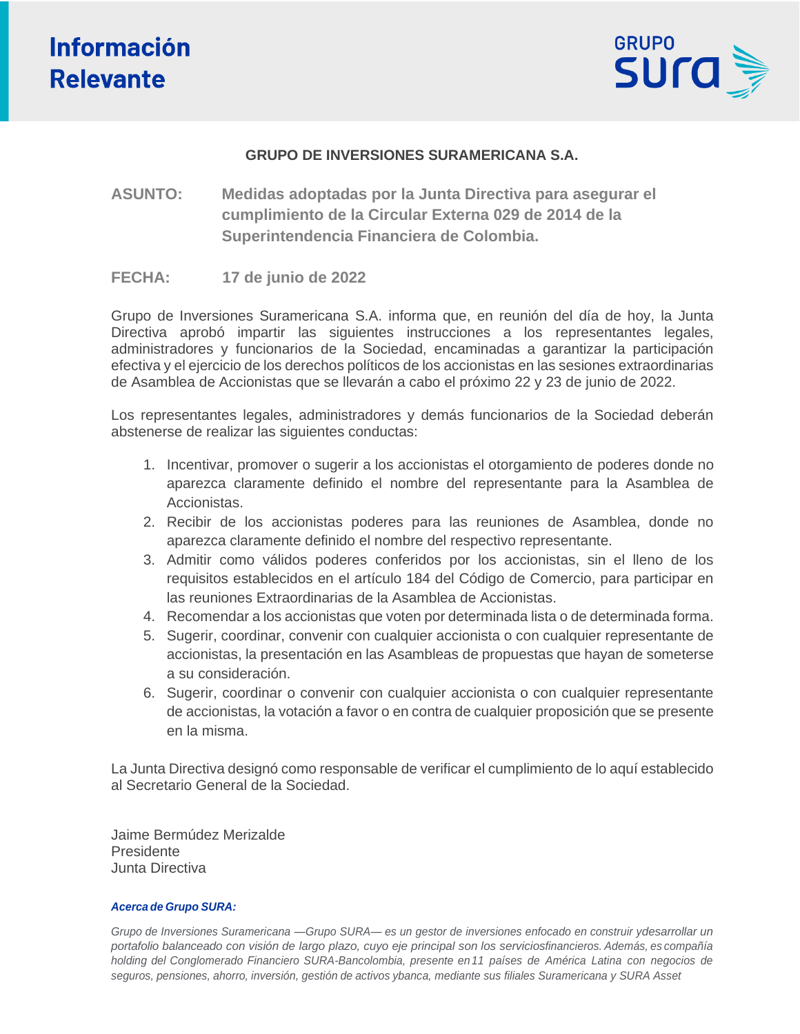# Información Relevante

**GRUPO DE INVERSIONES SURAMERICANA S.A.**

**ASUNTO:** **Medidas adoptadas por la Junta Directiva para asegurar el cumplimiento de la Circular Externa 029 de 2014 de la Superintendencia Financiera de Colombia.**

**FECHA:** **17 de junio de 2022**

Grupo de Inversiones Suramericana S.A. informa que, en reunión del día de hoy, la Junta Directiva aprobó impartir las siguientes instrucciones a los representantes legales, administradores y funcionarios de la Sociedad, encaminadas a garantizar la participación efectiva y el ejercicio de los derechos políticos de los accionistas en las sesiones extraordinarias de Asamblea de Accionistas que se llevarán a cabo el próximo 22 y 23 de junio de 2022.

Los representantes legales, administradores y demás funcionarios de la Sociedad deberán abstenerse de realizar las siguientes conductas:

1. Incentivar, promover o sugerir a los accionistas el otorgamiento de poderes donde no aparezca claramente definido el nombre del representante para la Asamblea de Accionistas.
2. Recibir de los accionistas poderes para las reuniones de Asamblea, donde no aparezca claramente definido el nombre del respectivo representante.
3. Admitir como válidos poderes conferidos por los accionistas, sin el lleno de los requisitos establecidos en el artículo 184 del Código de Comercio, para participar en las reuniones Extraordinarias de la Asamblea de Accionistas.
4. Recomendar a los accionistas que voten por determinada lista o de determinada forma.
5. Sugerir, coordinar, convenir con cualquier accionista o con cualquier representante de accionistas, la presentación en las Asambleas de propuestas que hayan de someterse a su consideración.
6. Sugerir, coordinar o convenir con cualquier accionista o con cualquier representante de accionistas, la votación a favor o en contra de cualquier proposición que se presente en la misma.

La Junta Directiva designó como responsable de verificar el cumplimiento de lo aquí establecido al Secretario General de la Sociedad.

Jaime Bermúdez Merizalde
Presidente
Junta Directiva

***Acerca de Grupo SURA:***

*Grupo de Inversiones Suramericana —Grupo SURA— es un gestor de inversiones enfocado en construir ydesarrollar un portafolio balanceado con visión de largo plazo, cuyo eje principal son los serviciosfinancieros. Además, es compañía holding del Conglomerado Financiero SURA-Bancolombia, presente en 11 países de América Latina con negocios de seguros, pensiones, ahorro, inversión, gestión de activos ybanca, mediante sus filiales Suramericana y SURA Asset*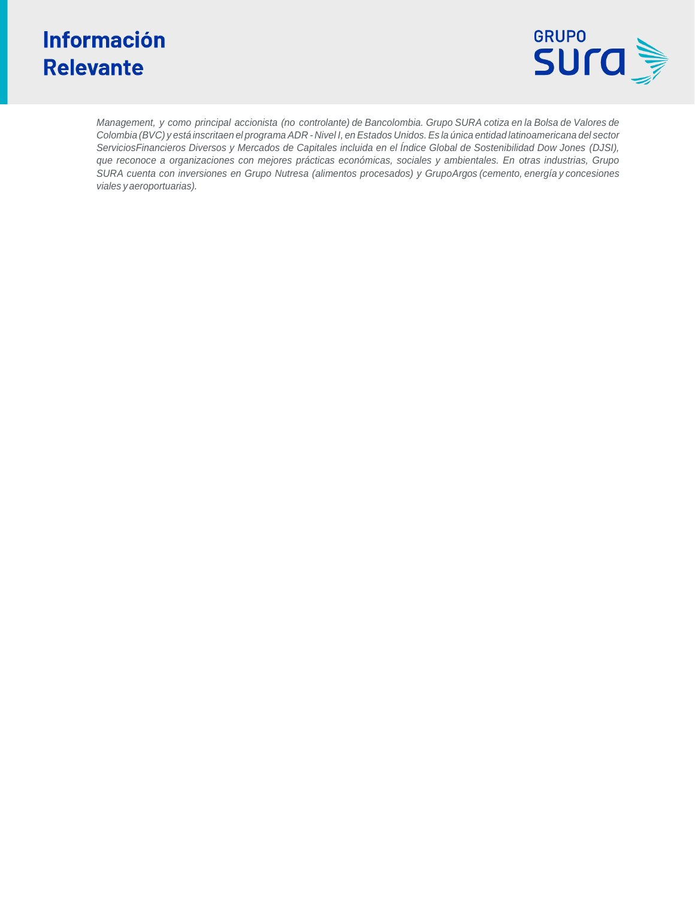*Management, y como principal accionista (no controlante) de Bancolombia. Grupo SURA cotiza en la Bolsa de Valores de Colombia (BVC) y está inscritaen el programa ADR - Nivel I, en Estados Unidos. Es la única entidad latinoamericana del sector ServiciosFinancieros Diversos y Mercados de Capitales incluida en el Índice Global de Sostenibilidad Dow Jones (DJSI), que reconoce a organizaciones con mejores prácticas económicas, sociales y ambientales. En otras industrias, Grupo SURA cuenta con inversiones en Grupo Nutresa (alimentos procesados) y GrupoArgos (cemento, energía y concesiones viales y aeroportuarias).*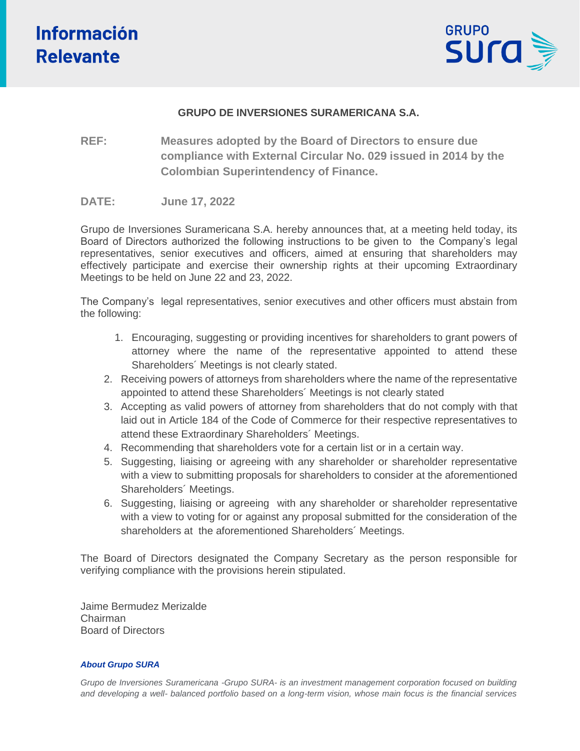# Información Relevante

**GRUPO DE INVERSIONES SURAMERICANA S.A.**

**REF:** **Measures adopted by the Board of Directors to ensure due compliance with External Circular No. 029 issued in 2014 by the Colombian Superintendency of Finance.**

**DATE:** **June 17, 2022**

Grupo de Inversiones Suramericana S.A. hereby announces that, at a meeting held today, its Board of Directors authorized the following instructions to be given to the Company's legal representatives, senior executives and officers, aimed at ensuring that shareholders may effectively participate and exercise their ownership rights at their upcoming Extraordinary Meetings to be held on June 22 and 23, 2022.

The Company's legal representatives, senior executives and other officers must abstain from the following:

1. Encouraging, suggesting or providing incentives for shareholders to grant powers of attorney where the name of the representative appointed to attend these Shareholders´ Meetings is not clearly stated.
2. Receiving powers of attorneys from shareholders where the name of the representative appointed to attend these Shareholders´ Meetings is not clearly stated
3. Accepting as valid powers of attorney from shareholders that do not comply with that laid out in Article 184 of the Code of Commerce for their respective representatives to attend these Extraordinary Shareholders´ Meetings.
4. Recommending that shareholders vote for a certain list or in a certain way.
5. Suggesting, liaising or agreeing with any shareholder or shareholder representative with a view to submitting proposals for shareholders to consider at the aforementioned Shareholders´ Meetings.
6. Suggesting, liaising or agreeing with any shareholder or shareholder representative with a view to voting for or against any proposal submitted for the consideration of the shareholders at the aforementioned Shareholders´ Meetings.

The Board of Directors designated the Company Secretary as the person responsible for verifying compliance with the provisions herein stipulated.

Jaime Bermudez Merizalde
Chairman
Board of Directors

***About Grupo SURA***

*Grupo de Inversiones Suramericana -Grupo SURA- is an investment management corporation focused on building and developing a well- balanced portfolio based on a long-term vision, whose main focus is the financial services*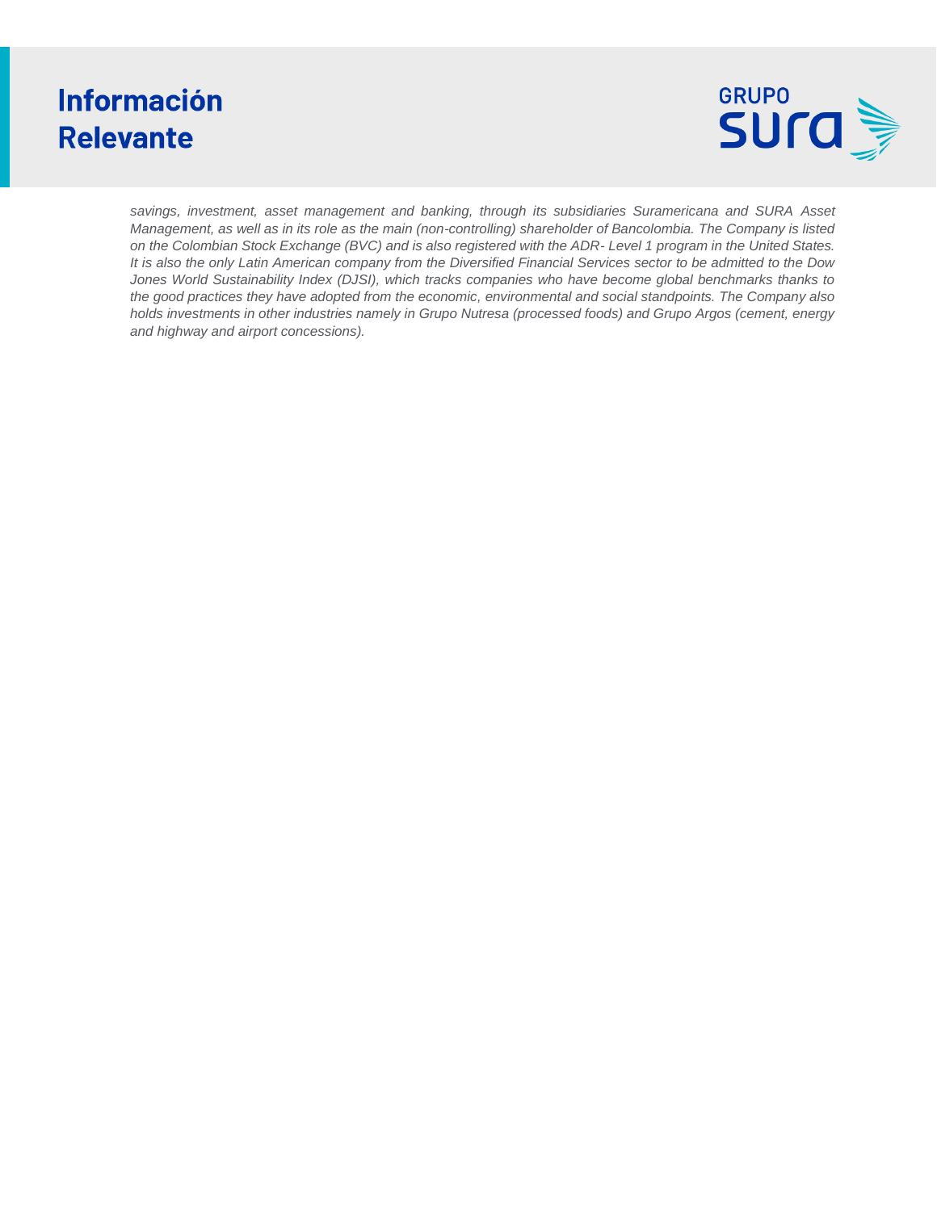*savings, investment, asset management and banking, through its subsidiaries Suramericana and SURA Asset Management, as well as in its role as the main (non-controlling) shareholder of Bancolombia. The Company is listed on the Colombian Stock Exchange (BVC) and is also registered with the ADR- Level 1 program in the United States. It is also the only Latin American company from the Diversified Financial Services sector to be admitted to the Dow Jones World Sustainability Index (DJSI), which tracks companies who have become global benchmarks thanks to the good practices they have adopted from the economic, environmental and social standpoints. The Company also holds investments in other industries namely in Grupo Nutresa (processed foods) and Grupo Argos (cement, energy and highway and airport concessions).*